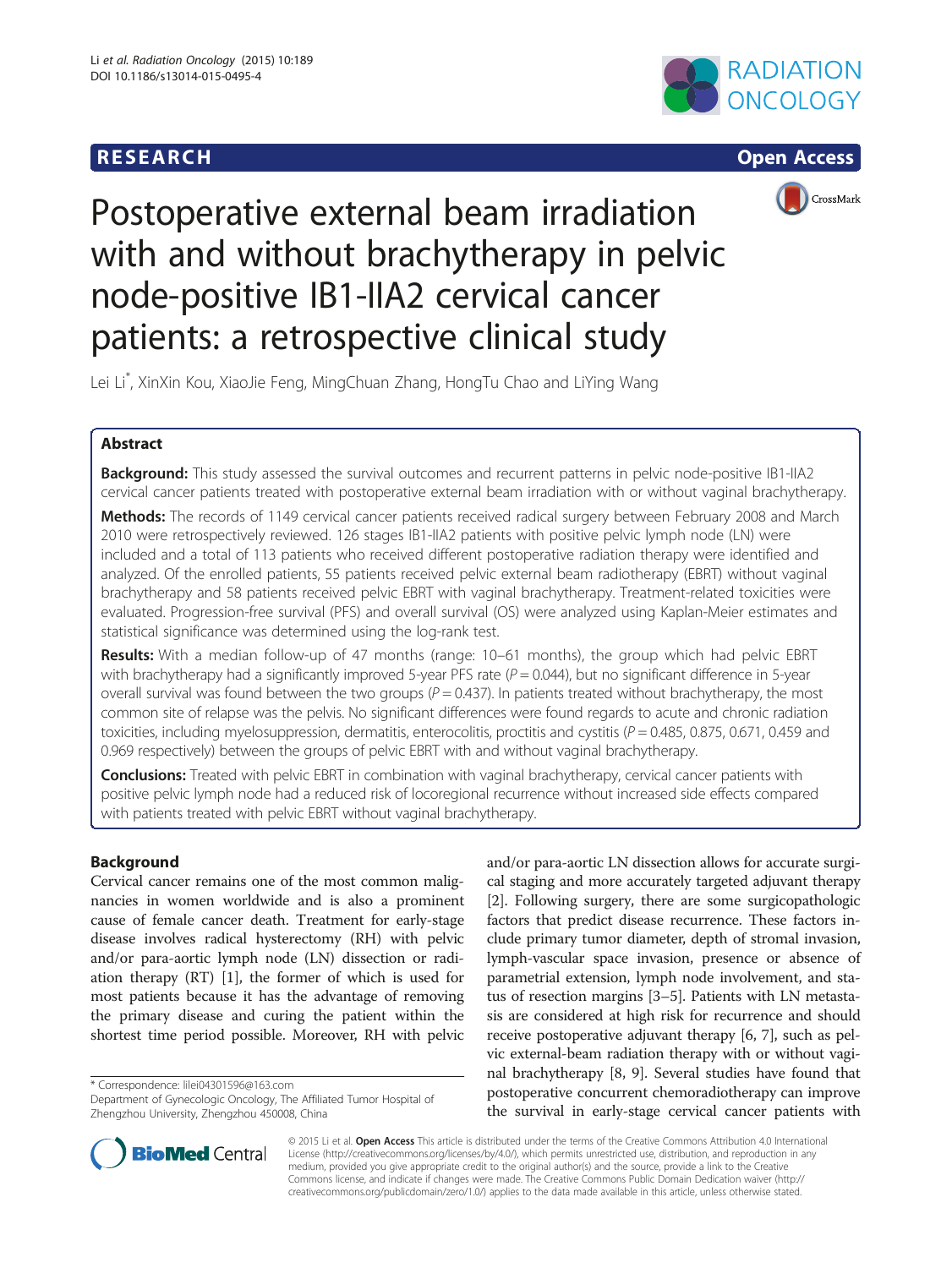RESEARCH Open Access

# Postoperative external beam irradiation with and without brachytherapy in pelvic node-positive IB1-IIA2 cervical cancer patients: a retrospective clinical study

Lei Li*, XinXin Kou, XiaoJie Feng, MingChuan Zhang, HongTu Chao and LiYing Wang

## Abstract

**Background:** This study assessed the survival outcomes and recurrent patterns in pelvic node-positive IB1-IIA2 cervical cancer patients treated with postoperative external beam irradiation with or without vaginal brachytherapy.

**Methods:** The records of 1149 cervical cancer patients received radical surgery between February 2008 and March 2010 were retrospectively reviewed. 126 stages IB1-IIA2 patients with positive pelvic lymph node (LN) were included and a total of 113 patients who received different postoperative radiation therapy were identified and analyzed. Of the enrolled patients, 55 patients received pelvic external beam radiotherapy (EBRT) without vaginal brachytherapy and 58 patients received pelvic EBRT with vaginal brachytherapy. Treatment-related toxicities were evaluated. Progression-free survival (PFS) and overall survival (OS) were analyzed using Kaplan-Meier estimates and statistical significance was determined using the log-rank test.

**Results:** With a median follow-up of 47 months (range: 10–61 months), the group which had pelvic EBRT with brachytherapy had a significantly improved 5-year PFS rate ($P = 0.044$), but no significant difference in 5-year overall survival was found between the two groups ($P = 0.437$). In patients treated without brachytherapy, the most common site of relapse was the pelvis. No significant differences were found regards to acute and chronic radiation toxicities, including myelosuppression, dermatitis, enterocolitis, proctitis and cystitis ($P = 0.485$, 0.875, 0.671, 0.459 and 0.969 respectively) between the groups of pelvic EBRT with and without vaginal brachytherapy.

**Conclusions:** Treated with pelvic EBRT in combination with vaginal brachytherapy, cervical cancer patients with positive pelvic lymph node had a reduced risk of locoregional recurrence without increased side effects compared with patients treated with pelvic EBRT without vaginal brachytherapy.

## Background

Cervical cancer remains one of the most common malignancies in women worldwide and is also a prominent cause of female cancer death. Treatment for early-stage disease involves radical hysterectomy (RH) with pelvic and/or para-aortic lymph node (LN) dissection or radiation therapy (RT) [1], the former of which is used for most patients because it has the advantage of removing the primary disease and curing the patient within the shortest time period possible. Moreover, RH with pelvic and/or para-aortic LN dissection allows for accurate surgical staging and more accurately targeted adjuvant therapy [2]. Following surgery, there are some surgicopathologic factors that predict disease recurrence. These factors include primary tumor diameter, depth of stromal invasion, lymph-vascular space invasion, presence or absence of parametrial extension, lymph node involvement, and status of resection margins [3–5]. Patients with LN metastasis are considered at high risk for recurrence and should receive postoperative adjuvant therapy [6, 7], such as pelvic external-beam radiation therapy with or without vaginal brachytherapy [8, 9]. Several studies have found that postoperative concurrent chemoradiotherapy can improve the survival in early-stage cervical cancer patients with

\* Correspondence: lilei04301596@163.com
Department of Gynecologic Oncology, The Affiliated Tumor Hospital of Zhengzhou University, Zhengzhou 450008, China

© 2015 Li et al. Open Access This article is distributed under the terms of the Creative Commons Attribution 4.0 International License (http://creativecommons.org/licenses/by/4.0/), which permits unrestricted use, distribution, and reproduction in any medium, provided you give appropriate credit to the original author(s) and the source, provide a link to the Creative Commons license, and indicate if changes were made. The Creative Commons Public Domain Dedication waiver (http://creativecommons.org/publicdomain/zero/1.0/) applies to the data made available in this article, unless otherwise stated.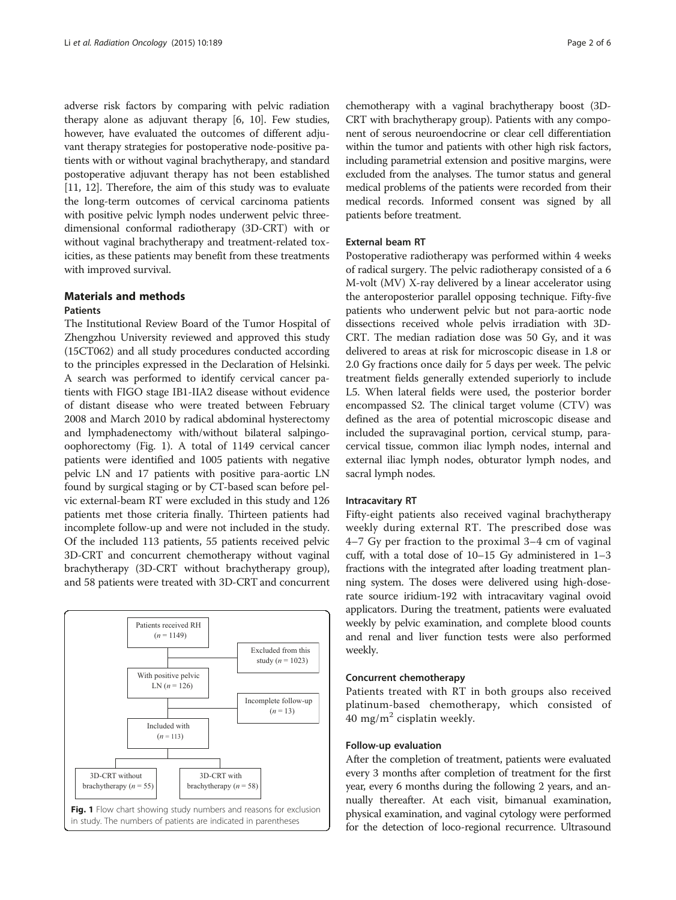adverse risk factors by comparing with pelvic radiation therapy alone as adjuvant therapy [6, 10]. Few studies, however, have evaluated the outcomes of different adjuvant therapy strategies for postoperative node-positive patients with or without vaginal brachytherapy, and standard postoperative adjuvant therapy has not been established [11, 12]. Therefore, the aim of this study was to evaluate the long-term outcomes of cervical carcinoma patients with positive pelvic lymph nodes underwent pelvic three-dimensional conformal radiotherapy (3D-CRT) with or without vaginal brachytherapy and treatment-related toxicities, as these patients may benefit from these treatments with improved survival.

## Materials and methods

### Patients

The Institutional Review Board of the Tumor Hospital of Zhengzhou University reviewed and approved this study (15CT062) and all study procedures conducted according to the principles expressed in the Declaration of Helsinki. A search was performed to identify cervical cancer patients with FIGO stage IB1-IIA2 disease without evidence of distant disease who were treated between February 2008 and March 2010 by radical abdominal hysterectomy and lymphadenectomy with/without bilateral salpingo-oophorectomy (Fig. 1). A total of 1149 cervical cancer patients were identified and 1005 patients with negative pelvic LN and 17 patients with positive para-aortic LN found by surgical staging or by CT-based scan before pelvic external-beam RT were excluded in this study and 126 patients met those criteria finally. Thirteen patients had incomplete follow-up and were not included in the study. Of the included 113 patients, 55 patients received pelvic 3D-CRT and concurrent chemotherapy without vaginal brachytherapy (3D-CRT without brachytherapy group), and 58 patients were treated with 3D-CRT and concurrent chemotherapy with a vaginal brachytherapy boost (3D-CRT with brachytherapy group). Patients with any component of serous neuroendocrine or clear cell differentiation within the tumor and patients with other high risk factors, including parametrial extension and positive margins, were excluded from the analyses. The tumor status and general medical problems of the patients were recorded from their medical records. Informed consent was signed by all patients before treatment.

Patients received RH ($n = 1149$)
Excluded from this study ($n = 1023$)
With positive pelvic LN ($n = 126$)
Incomplete follow-up ($n = 13$)
Included with ($n = 113$)
3D-CRT without brachytherapy ($n = 55$)
3D-CRT with brachytherapy ($n = 58$)

**Fig. 1** Flow chart showing study numbers and reasons for exclusion in study. The numbers of patients are indicated in parentheses

### External beam RT

Postoperative radiotherapy was performed within 4 weeks of radical surgery. The pelvic radiotherapy consisted of a 6 M-volt (MV) X-ray delivered by a linear accelerator using the anteroposterior parallel opposing technique. Fifty-five patients who underwent pelvic but not para-aortic node dissections received whole pelvis irradiation with 3D-CRT. The median radiation dose was 50 Gy, and it was delivered to areas at risk for microscopic disease in 1.8 or 2.0 Gy fractions once daily for 5 days per week. The pelvic treatment fields generally extended superiorly to include L5. When lateral fields were used, the posterior border encompassed S2. The clinical target volume (CTV) was defined as the area of potential microscopic disease and included the supravaginal portion, cervical stump, paracervical tissue, common iliac lymph nodes, internal and external iliac lymph nodes, obturator lymph nodes, and sacral lymph nodes.

### Intracavitary RT

Fifty-eight patients also received vaginal brachytherapy weekly during external RT. The prescribed dose was 4–7 Gy per fraction to the proximal 3–4 cm of vaginal cuff, with a total dose of 10–15 Gy administered in 1–3 fractions with the integrated after loading treatment planning system. The doses were delivered using high-dose-rate source iridium-192 with intracavitary vaginal ovoid applicators. During the treatment, patients were evaluated weekly by pelvic examination, and complete blood counts and renal and liver function tests were also performed weekly.

### Concurrent chemotherapy

Patients treated with RT in both groups also received platinum-based chemotherapy, which consisted of 40 mg/m$^2$ cisplatin weekly.

### Follow-up evaluation

After the completion of treatment, patients were evaluated every 3 months after completion of treatment for the first year, every 6 months during the following 2 years, and annually thereafter. At each visit, bimanual examination, physical examination, and vaginal cytology were performed for the detection of loco-regional recurrence. Ultrasound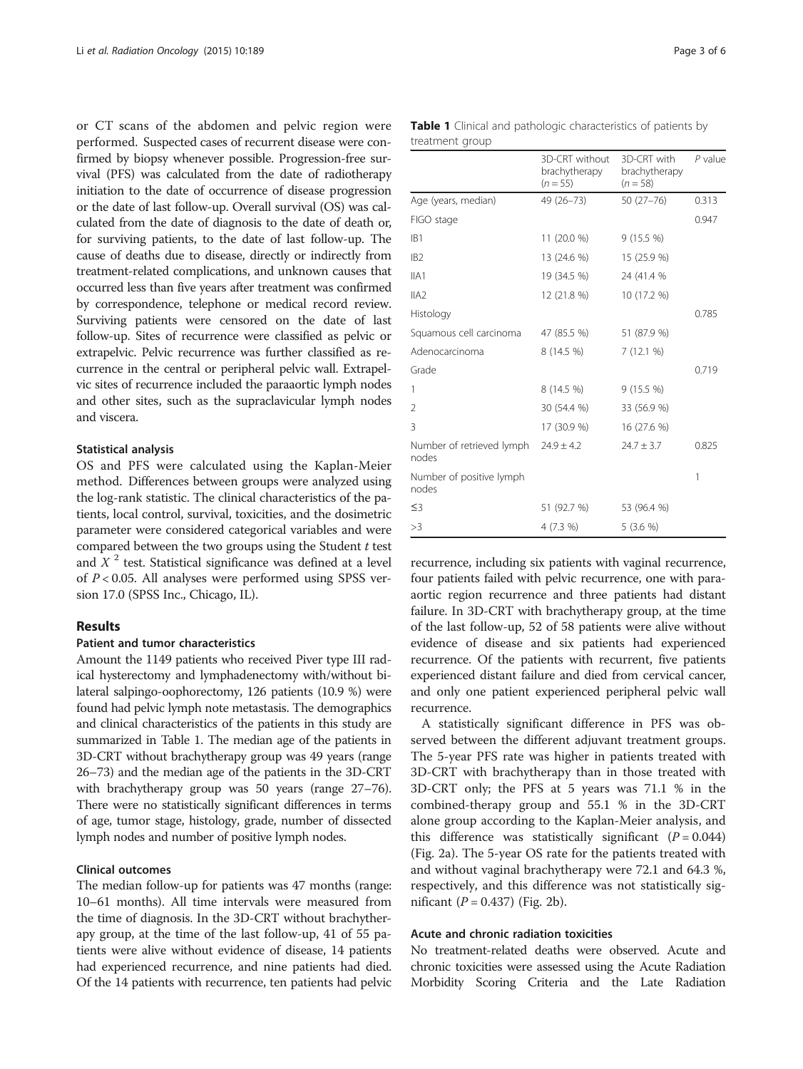or CT scans of the abdomen and pelvic region were performed. Suspected cases of recurrent disease were confirmed by biopsy whenever possible. Progression-free survival (PFS) was calculated from the date of radiotherapy initiation to the date of occurrence of disease progression or the date of last follow-up. Overall survival (OS) was calculated from the date of diagnosis to the date of death or, for surviving patients, to the date of last follow-up. The cause of deaths due to disease, directly or indirectly from treatment-related complications, and unknown causes that occurred less than five years after treatment was confirmed by correspondence, telephone or medical record review. Surviving patients were censored on the date of last follow-up. Sites of recurrence were classified as pelvic or extrapelvic. Pelvic recurrence was further classified as recurrence in the central or peripheral pelvic wall. Extrapelvic sites of recurrence included the paraaortic lymph nodes and other sites, such as the supraclavicular lymph nodes and viscera.

### Statistical analysis

OS and PFS were calculated using the Kaplan-Meier method. Differences between groups were analyzed using the log-rank statistic. The clinical characteristics of the patients, local control, survival, toxicities, and the dosimetric parameter were considered categorical variables and were compared between the two groups using the Student *t* test and $X^2$ test. Statistical significance was defined at a level of $P < 0.05$. All analyses were performed using SPSS version 17.0 (SPSS Inc., Chicago, IL).

## Results

### Patient and tumor characteristics

Amount the 1149 patients who received Piver type III radical hysterectomy and lymphadenectomy with/without bilateral salpingo-oophorectomy, 126 patients (10.9 %) were found had pelvic lymph note metastasis. The demographics and clinical characteristics of the patients in this study are summarized in Table 1. The median age of the patients in 3D-CRT without brachytherapy group was 49 years (range 26–73) and the median age of the patients in the 3D-CRT with brachytherapy group was 50 years (range 27–76). There were no statistically significant differences in terms of age, tumor stage, histology, grade, number of dissected lymph nodes and number of positive lymph nodes.

### Clinical outcomes

The median follow-up for patients was 47 months (range: 10–61 months). All time intervals were measured from the time of diagnosis. In the 3D-CRT without brachytherapy group, at the time of the last follow-up, 41 of 55 patients were alive without evidence of disease, 14 patients had experienced recurrence, and nine patients had died. Of the 14 patients with recurrence, ten patients had pelvic recurrence, including six patients with vaginal recurrence, four patients failed with pelvic recurrence, one with paraaortic region recurrence and three patients had distant failure. In 3D-CRT with brachytherapy group, at the time of the last follow-up, 52 of 58 patients were alive without evidence of disease and six patients had experienced recurrence. Of the patients with recurrent, five patients experienced distant failure and died from cervical cancer, and only one patient experienced peripheral pelvic wall recurrence.

A statistically significant difference in PFS was observed between the different adjuvant treatment groups. The 5-year PFS rate was higher in patients treated with 3D-CRT with brachytherapy than in those treated with 3D-CRT only; the PFS at 5 years was 71.1 % in the combined-therapy group and 55.1 % in the 3D-CRT alone group according to the Kaplan-Meier analysis, and this difference was statistically significant ($P = 0.044$) (Fig. 2a). The 5-year OS rate for the patients treated with and without vaginal brachytherapy were 72.1 and 64.3 %, respectively, and this difference was not statistically significant ($P = 0.437$) (Fig. 2b).

### Acute and chronic radiation toxicities

No treatment-related deaths were observed. Acute and chronic toxicities were assessed using the Acute Radiation Morbidity Scoring Criteria and the Late Radiation

**Table 1** Clinical and pathologic characteristics of patients by treatment group

| | 3D-CRT without brachytherapy ($n = 55$) | 3D-CRT with brachytherapy ($n = 58$) | *P* value |
|---|---|---|---|
| Age (years, median) | 49 (26–73) | 50 (27–76) | 0.313 |
| FIGO stage | | | 0.947 |
| IB1 | 11 (20.0 %) | 9 (15.5 %) | |
| IB2 | 13 (24.6 %) | 15 (25.9 %) | |
| IIA1 | 19 (34.5 %) | 24 (41.4 % | |
| IIA2 | 12 (21.8 %) | 10 (17.2 %) | |
| Histology | | | 0.785 |
| Squamous cell carcinoma | 47 (85.5 %) | 51 (87.9 %) | |
| Adenocarcinoma | 8 (14.5 %) | 7 (12.1 %) | |
| Grade | | | 0.719 |
| 1 | 8 (14.5 %) | 9 (15.5 %) | |
| 2 | 30 (54.4 %) | 33 (56.9 %) | |
| 3 | 17 (30.9 %) | 16 (27.6 %) | |
| Number of retrieved lymph nodes | 24.9 ± 4.2 | 24.7 ± 3.7 | 0.825 |
| Number of positive lymph nodes | | | 1 |
| ≤3 | 51 (92.7 %) | 53 (96.4 %) | |
| >3 | 4 (7.3 %) | 5 (3.6 %) | |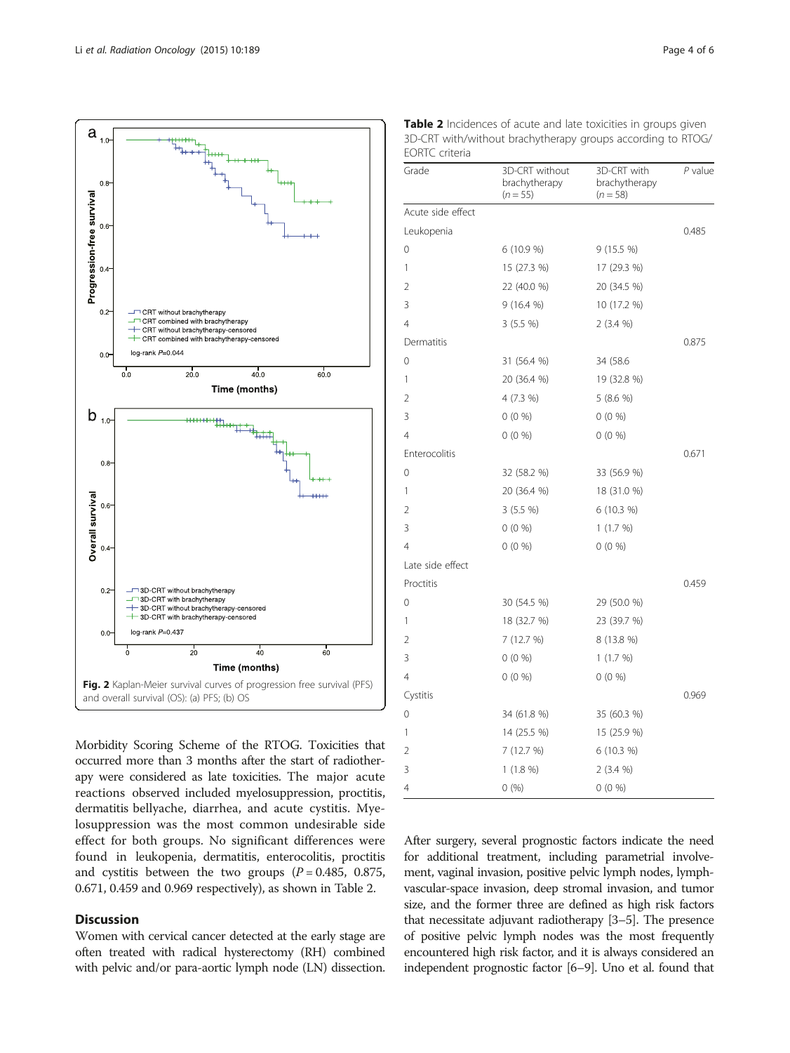Fig. 2 Kaplan-Meier survival curves of progression free survival (PFS) and overall survival (OS): (a) PFS; (b) OS

Morbidity Scoring Scheme of the RTOG. Toxicities that occurred more than 3 months after the start of radiotherapy were considered as late toxicities. The major acute reactions observed included myelosuppression, proctitis, dermatitis bellyache, diarrhea, and acute cystitis. Myelosuppression was the most common undesirable side effect for both groups. No significant differences were found in leukopenia, dermatitis, enterocolitis, proctitis and cystitis between the two groups ($P = 0.485$, 0.875, 0.671, 0.459 and 0.969 respectively), as shown in Table 2.

**Table 2** Incidences of acute and late toxicities in groups given 3D-CRT with/without brachytherapy groups according to RTOG/ EORTC criteria

| Grade | 3D-CRT without brachytherapy ($n = 55$) | 3D-CRT with brachytherapy ($n = 58$) | *P* value |
|---|---|---|---|
| Acute side effect | | | |
| Leukopenia | | | 0.485 |
| 0 | 6 (10.9 %) | 9 (15.5 %) | |
| 1 | 15 (27.3 %) | 17 (29.3 %) | |
| 2 | 22 (40.0 %) | 20 (34.5 %) | |
| 3 | 9 (16.4 %) | 10 (17.2 %) | |
| 4 | 3 (5.5 %) | 2 (3.4 %) | |
| Dermatitis | | | 0.875 |
| 0 | 31 (56.4 %) | 34 (58.6 | |
| 1 | 20 (36.4 %) | 19 (32.8 %) | |
| 2 | 4 (7.3 %) | 5 (8.6 %) | |
| 3 | 0 (0 %) | 0 (0 %) | |
| 4 | 0 (0 %) | 0 (0 %) | |
| Enterocolitis | | | 0.671 |
| 0 | 32 (58.2 %) | 33 (56.9 %) | |
| 1 | 20 (36.4 %) | 18 (31.0 %) | |
| 2 | 3 (5.5 %) | 6 (10.3 %) | |
| 3 | 0 (0 %) | 1 (1.7 %) | |
| 4 | 0 (0 %) | 0 (0 %) | |
| Late side effect | | | |
| Proctitis | | | 0.459 |
| 0 | 30 (54.5 %) | 29 (50.0 %) | |
| 1 | 18 (32.7 %) | 23 (39.7 %) | |
| 2 | 7 (12.7 %) | 8 (13.8 %) | |
| 3 | 0 (0 %) | 1 (1.7 %) | |
| 4 | 0 (0 %) | 0 (0 %) | |
| Cystitis | | | 0.969 |
| 0 | 34 (61.8 %) | 35 (60.3 %) | |
| 1 | 14 (25.5 %) | 15 (25.9 %) | |
| 2 | 7 (12.7 %) | 6 (10.3 %) | |
| 3 | 1 (1.8 %) | 2 (3.4 %) | |
| 4 | 0 (%) | 0 (0 %) | |

## Discussion

Women with cervical cancer detected at the early stage are often treated with radical hysterectomy (RH) combined with pelvic and/or para-aortic lymph node (LN) dissection. After surgery, several prognostic factors indicate the need for additional treatment, including parametrial involvement, vaginal invasion, positive pelvic lymph nodes, lymph-vascular-space invasion, deep stromal invasion, and tumor size, and the former three are defined as high risk factors that necessitate adjuvant radiotherapy [3–5]. The presence of positive pelvic lymph nodes was the most frequently encountered high risk factor, and it is always considered an independent prognostic factor [6–9]. Uno et al. found that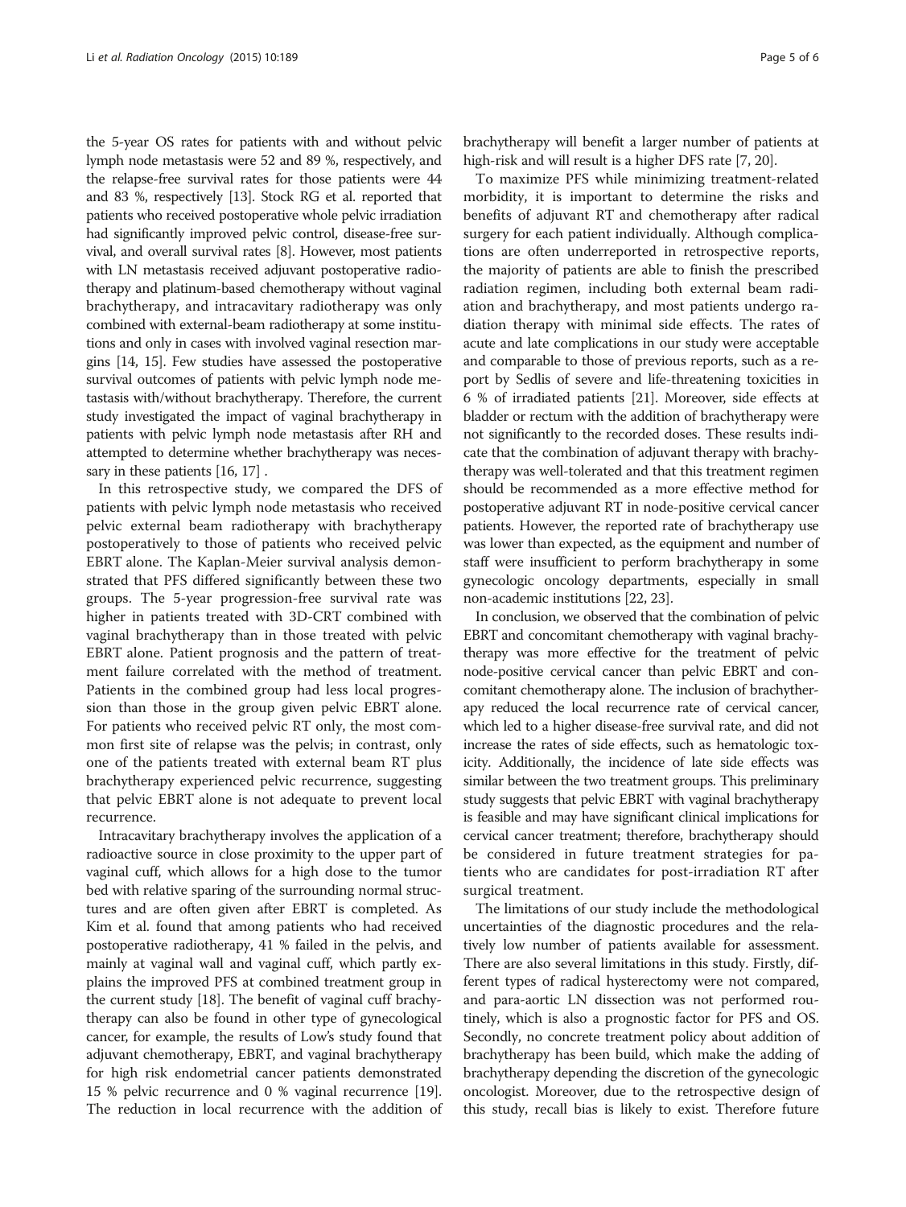the 5-year OS rates for patients with and without pelvic lymph node metastasis were 52 and 89 %, respectively, and the relapse-free survival rates for those patients were 44 and 83 %, respectively [13]. Stock RG et al. reported that patients who received postoperative whole pelvic irradiation had significantly improved pelvic control, disease-free survival, and overall survival rates [8]. However, most patients with LN metastasis received adjuvant postoperative radiotherapy and platinum-based chemotherapy without vaginal brachytherapy, and intracavitary radiotherapy was only combined with external-beam radiotherapy at some institutions and only in cases with involved vaginal resection margins [14, 15]. Few studies have assessed the postoperative survival outcomes of patients with pelvic lymph node metastasis with/without brachytherapy. Therefore, the current study investigated the impact of vaginal brachytherapy in patients with pelvic lymph node metastasis after RH and attempted to determine whether brachytherapy was necessary in these patients [16, 17] .

In this retrospective study, we compared the DFS of patients with pelvic lymph node metastasis who received pelvic external beam radiotherapy with brachytherapy postoperatively to those of patients who received pelvic EBRT alone. The Kaplan-Meier survival analysis demonstrated that PFS differed significantly between these two groups. The 5-year progression-free survival rate was higher in patients treated with 3D-CRT combined with vaginal brachytherapy than in those treated with pelvic EBRT alone. Patient prognosis and the pattern of treatment failure correlated with the method of treatment. Patients in the combined group had less local progression than those in the group given pelvic EBRT alone. For patients who received pelvic RT only, the most common first site of relapse was the pelvis; in contrast, only one of the patients treated with external beam RT plus brachytherapy experienced pelvic recurrence, suggesting that pelvic EBRT alone is not adequate to prevent local recurrence.

Intracavitary brachytherapy involves the application of a radioactive source in close proximity to the upper part of vaginal cuff, which allows for a high dose to the tumor bed with relative sparing of the surrounding normal structures and are often given after EBRT is completed. As Kim et al. found that among patients who had received postoperative radiotherapy, 41 % failed in the pelvis, and mainly at vaginal wall and vaginal cuff, which partly explains the improved PFS at combined treatment group in the current study [18]. The benefit of vaginal cuff brachytherapy can also be found in other type of gynecological cancer, for example, the results of Low's study found that adjuvant chemotherapy, EBRT, and vaginal brachytherapy for high risk endometrial cancer patients demonstrated 15 % pelvic recurrence and 0 % vaginal recurrence [19]. The reduction in local recurrence with the addition of brachytherapy will benefit a larger number of patients at high-risk and will result is a higher DFS rate [7, 20].

To maximize PFS while minimizing treatment-related morbidity, it is important to determine the risks and benefits of adjuvant RT and chemotherapy after radical surgery for each patient individually. Although complications are often underreported in retrospective reports, the majority of patients are able to finish the prescribed radiation regimen, including both external beam radiation and brachytherapy, and most patients undergo radiation therapy with minimal side effects. The rates of acute and late complications in our study were acceptable and comparable to those of previous reports, such as a report by Sedlis of severe and life-threatening toxicities in 6 % of irradiated patients [21]. Moreover, side effects at bladder or rectum with the addition of brachytherapy were not significantly to the recorded doses. These results indicate that the combination of adjuvant therapy with brachytherapy was well-tolerated and that this treatment regimen should be recommended as a more effective method for postoperative adjuvant RT in node-positive cervical cancer patients. However, the reported rate of brachytherapy use was lower than expected, as the equipment and number of staff were insufficient to perform brachytherapy in some gynecologic oncology departments, especially in small non-academic institutions [22, 23].

In conclusion, we observed that the combination of pelvic EBRT and concomitant chemotherapy with vaginal brachytherapy was more effective for the treatment of pelvic node-positive cervical cancer than pelvic EBRT and concomitant chemotherapy alone. The inclusion of brachytherapy reduced the local recurrence rate of cervical cancer, which led to a higher disease-free survival rate, and did not increase the rates of side effects, such as hematologic toxicity. Additionally, the incidence of late side effects was similar between the two treatment groups. This preliminary study suggests that pelvic EBRT with vaginal brachytherapy is feasible and may have significant clinical implications for cervical cancer treatment; therefore, brachytherapy should be considered in future treatment strategies for patients who are candidates for post-irradiation RT after surgical treatment.

The limitations of our study include the methodological uncertainties of the diagnostic procedures and the relatively low number of patients available for assessment. There are also several limitations in this study. Firstly, different types of radical hysterectomy were not compared, and para-aortic LN dissection was not performed routinely, which is also a prognostic factor for PFS and OS. Secondly, no concrete treatment policy about addition of brachytherapy has been build, which make the adding of brachytherapy depending the discretion of the gynecologic oncologist. Moreover, due to the retrospective design of this study, recall bias is likely to exist. Therefore future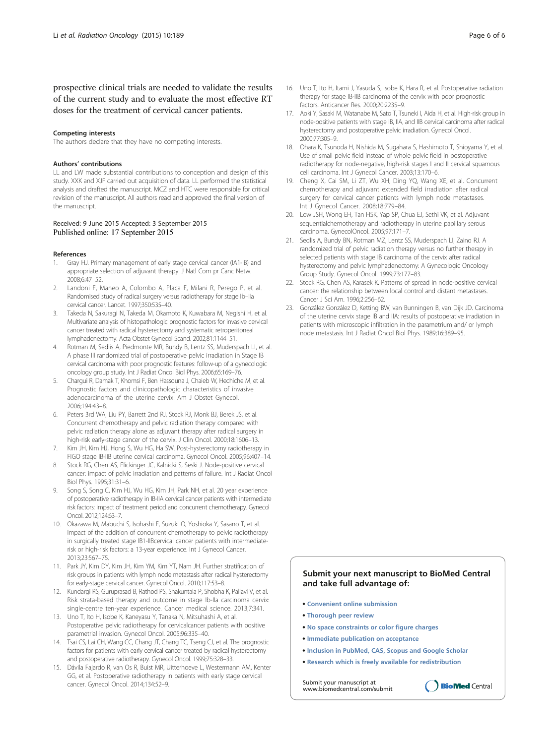prospective clinical trials are needed to validate the results of the current study and to evaluate the most effective RT doses for the treatment of cervical cancer patients.

#### Competing interests

The authors declare that they have no competing interests.

#### Authors' contributions

LL and LW made substantial contributions to conception and design of this study. XXK and XJF carried out acquisition of data. LL performed the statistical analysis and drafted the manuscript. MCZ and HTC were responsible for critical revision of the manuscript. All authors read and approved the final version of the manuscript.

Received: 9 June 2015 Accepted: 3 September 2015
Published online: 17 September 2015

#### References

1. Gray HJ. Primary management of early stage cervical cancer (IA1-IB) and appropriate selection of adjuvant therapy. J Natl Com pr Canc Netw. 2008;6:47–52.
2. Landoni F, Maneo A, Colombo A, Placa F, Milani R, Perego P, et al. Randomised study of radical surgery versus radiotherapy for stage Ib–IIa cervical cancer. Lancet. 1997;350:535–40.
3. Takeda N, Sakuragi N, Takeda M, Okamoto K, Kuwabara M, Negishi H, et al. Multivariate analysis of histopathologic prognostic factors for invasive cervical cancer treated with radical hysterectomy and systematic retroperitoneal lymphadenectomy. Acta Obstet Gynecol Scand. 2002;81:1144–51.
4. Rotman M, Sedlis A, Piedmonte MR, Bundy B, Lentz SS, Muderspach LI, et al. A phase III randomized trial of postoperative pelvic irradiation in Stage IB cervical carcinoma with poor prognostic features: follow-up of a gynecologic oncology group study. Int J Radiat Oncol Biol Phys. 2006;65:169–76.
5. Chargui R, Damak T, Khomsi F, Ben Hassouna J, Chaieb W, Hechiche M, et al. Prognostic factors and clinicopathologic characteristics of invasive adenocarcinoma of the uterine cervix. Am J Obstet Gynecol. 2006;194:43–8.
6. Peters 3rd WA, Liu PY, Barrett 2nd RJ, Stock RJ, Monk BJ, Berek JS, et al. Concurrent chemotherapy and pelvic radiation therapy compared with pelvic radiation therapy alone as adjuvant therapy after radical surgery in high-risk early-stage cancer of the cervix. J Clin Oncol. 2000;18:1606–13.
7. Kim JH, Kim HJ, Hong S, Wu HG, Ha SW. Post-hysterectomy radiotherapy in FIGO stage IB-IIB uterine cervical carcinoma. Gynecol Oncol. 2005;96:407–14.
8. Stock RG, Chen AS, Flickinger JC, Kalnicki S, Seski J. Node-positive cervical cancer: impact of pelvic irradiation and patterns of failure. Int J Radiat Oncol Biol Phys. 1995;31:31–6.
9. Song S, Song C, Kim HJ, Wu HG, Kim JH, Park NH, et al. 20 year experience of postoperative radiotherapy in IB-IIA cervical cancer patients with intermediate risk factors: impact of treatment period and concurrent chemotherapy. Gynecol Oncol. 2012;124:63–7.
10. Okazawa M, Mabuchi S, Isohashi F, Suzuki O, Yoshioka Y, Sasano T, et al. Impact of the addition of concurrent chemotherapy to pelvic radiotherapy in surgically treated stage IB1-IIBcervical cancer patients with intermediate-risk or high-risk factors: a 13-year experience. Int J Gynecol Cancer. 2013;23:567–75.
11. Park JY, Kim DY, Kim JH, Kim YM, Kim YT, Nam JH. Further stratification of risk groups in patients with lymph node metastasis after radical hysterectomy for early-stage cervical cancer. Gynecol Oncol. 2010;117:53–8.
12. Kundargi RS, Guruprasad B, Rathod PS, Shakuntala P, Shobha K, Pallavi V, et al. Risk strata-based therapy and outcome in stage Ib-IIa carcinoma cervix: single-centre ten-year experience. Cancer medical science. 2013;7:341.
13. Uno T, Ito H, Isobe K, Kaneyasu Y, Tanaka N, Mitsuhashi A, et al. Postoperative pelvic radiotherapy for cervicalcancer patients with positive parametrial invasion. Gynecol Oncol. 2005;96:335–40.
14. Tsai CS, Lai CH, Wang CC, Chang JT, Chang TC, Tseng CJ, et al. The prognostic factors for patients with early cervical cancer treated by radical hysterectomy and postoperative radiotherapy. Gynecol Oncol. 1999;75:328–33.
15. Dávila Fajardo R, van Os R, Buist MR, Uitterhoeve L, Westermann AM, Kenter GG, et al. Postoperative radiotherapy in patients with early stage cervical cancer. Gynecol Oncol. 2014;134:52–9.
16. Uno T, Ito H, Itami J, Yasuda S, Isobe K, Hara R, et al. Postoperative radiation therapy for stage IB-IIB carcinoma of the cervix with poor prognostic factors. Anticancer Res. 2000;20:2235–9.
17. Aoki Y, Sasaki M, Watanabe M, Sato T, Tsuneki I, Aida H, et al. High-risk group in node-positive patients with stage IB, IIA, and IIB cervical carcinoma after radical hysterectomy and postoperative pelvic irradiation. Gynecol Oncol. 2000;77:305–9.
18. Ohara K, Tsunoda H, Nishida M, Sugahara S, Hashimoto T, Shioyama Y, et al. Use of small pelvic field instead of whole pelvic field in postoperative radiotherapy for node-negative, high-risk stages I and II cervical squamous cell carcinoma. Int J Gynecol Cancer. 2003;13:170–6.
19. Cheng X, Cai SM, Li ZT, Wu XH, Ding YQ, Wang XE, et al. Concurrent chemotherapy and adjuvant extended field irradiation after radical surgery for cervical cancer patients with lymph node metastases. Int J Gynecol Cancer. 2008;18:779–84.
20. Low JSH, Wong EH, Tan HSK, Yap SP, Chua EJ, Sethi VK, et al. Adjuvant sequentialchemotherapy and radiotherapy in uterine papillary serous carcinoma. GynecolOncol. 2005;97:171–7.
21. Sedlis A, Bundy BN, Rotman MZ, Lentz SS, Muderspach LI, Zaino RJ. A randomized trial of pelvic radiation therapy versus no further therapy in selected patients with stage IB carcinoma of the cervix after radical hysterectomy and pelvic lymphadenectomy: A Gynecologic Oncology Group Study. Gynecol Oncol. 1999;73:177–83.
22. Stock RG, Chen AS, Karasek K. Patterns of spread in node-positive cervical cancer: the relationship between local control and distant metastases. Cancer J Sci Am. 1996;2:256–62.
23. González González D, Ketting BW, van Bunningen B, van Dijk JD. Carcinoma of the uterine cervix stage IB and IIA: results of postoperative irradiation in patients with microscopic infiltration in the parametrium and/ or lymph node metastasis. Int J Radiat Oncol Biol Phys. 1989;16:389–95.

**Submit your next manuscript to BioMed Central and take full advantage of:**

- Convenient online submission
- Thorough peer review
- No space constraints or color figure charges
- Immediate publication on acceptance
- Inclusion in PubMed, CAS, Scopus and Google Scholar
- Research which is freely available for redistribution

Submit your manuscript at
www.biomedcentral.com/submit

BioMed Central